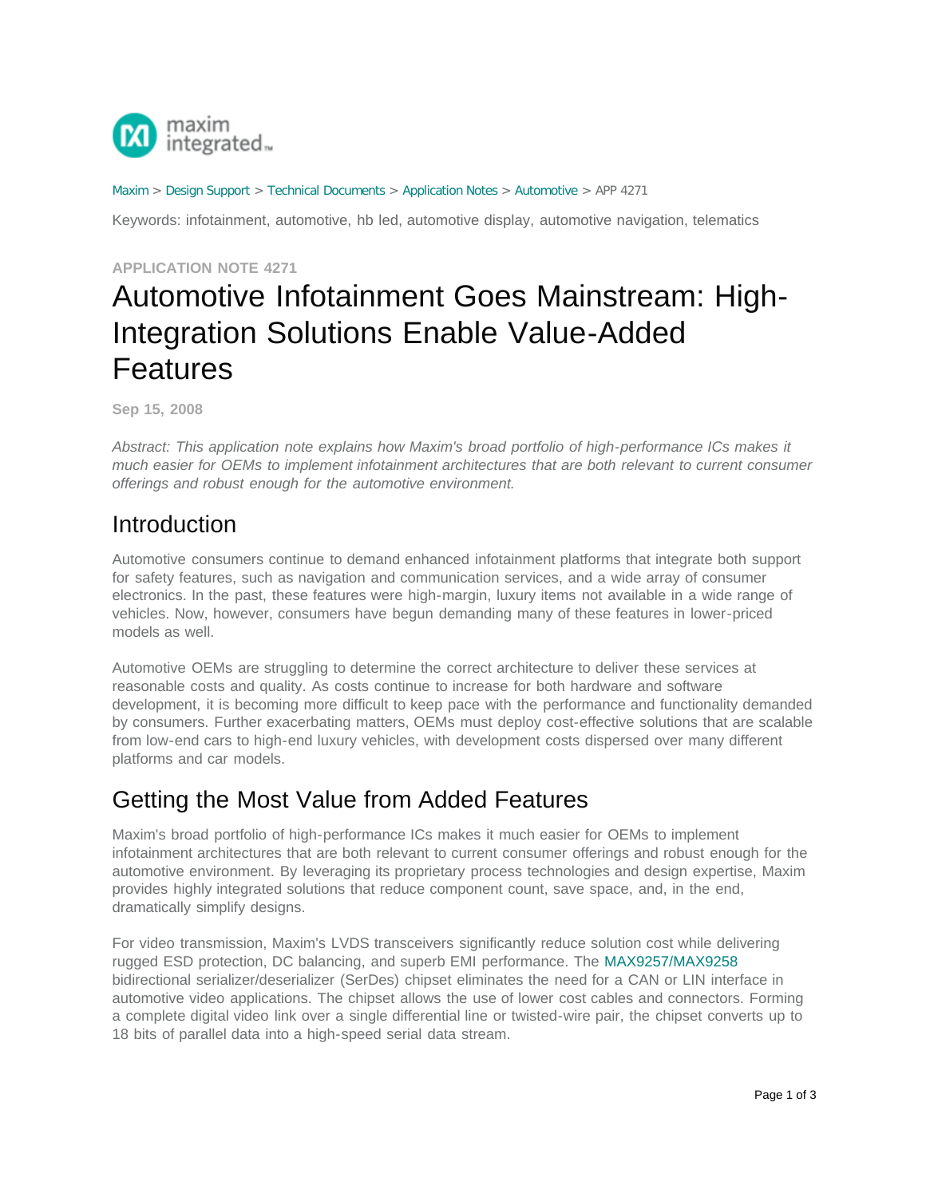Maxim > Design Support > Technical Documents > Application Notes > Automotive > APP 4271

Keywords: infotainment, automotive, hb led, automotive display, automotive navigation, telematics

**APPLICATION NOTE 4271**

# Automotive Infotainment Goes Mainstream: High-Integration Solutions Enable Value-Added Features

**Sep 15, 2008**

*Abstract: This application note explains how Maxim's broad portfolio of high-performance ICs makes it much easier for OEMs to implement infotainment architectures that are both relevant to current consumer offerings and robust enough for the automotive environment.*

## Introduction

Automotive consumers continue to demand enhanced infotainment platforms that integrate both support for safety features, such as navigation and communication services, and a wide array of consumer electronics. In the past, these features were high-margin, luxury items not available in a wide range of vehicles. Now, however, consumers have begun demanding many of these features in lower-priced models as well.

Automotive OEMs are struggling to determine the correct architecture to deliver these services at reasonable costs and quality. As costs continue to increase for both hardware and software development, it is becoming more difficult to keep pace with the performance and functionality demanded by consumers. Further exacerbating matters, OEMs must deploy cost-effective solutions that are scalable from low-end cars to high-end luxury vehicles, with development costs dispersed over many different platforms and car models.

## Getting the Most Value from Added Features

Maxim's broad portfolio of high-performance ICs makes it much easier for OEMs to implement infotainment architectures that are both relevant to current consumer offerings and robust enough for the automotive environment. By leveraging its proprietary process technologies and design expertise, Maxim provides highly integrated solutions that reduce component count, save space, and, in the end, dramatically simplify designs.

For video transmission, Maxim's LVDS transceivers significantly reduce solution cost while delivering rugged ESD protection, DC balancing, and superb EMI performance. The MAX9257/MAX9258 bidirectional serializer/deserializer (SerDes) chipset eliminates the need for a CAN or LIN interface in automotive video applications. The chipset allows the use of lower cost cables and connectors. Forming a complete digital video link over a single differential line or twisted-wire pair, the chipset converts up to 18 bits of parallel data into a high-speed serial data stream.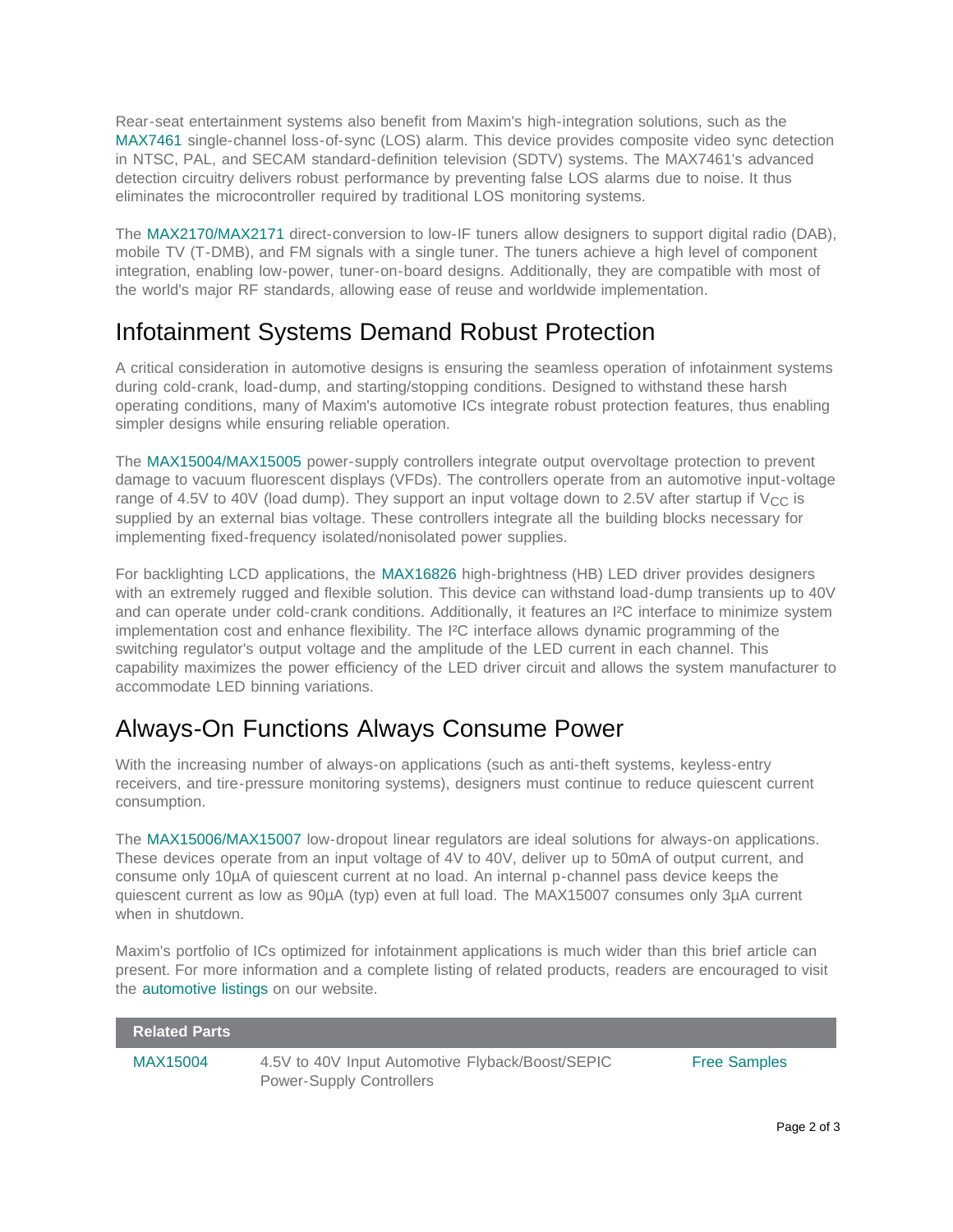Rear-seat entertainment systems also benefit from Maxim's high-integration solutions, such as the MAX7461 single-channel loss-of-sync (LOS) alarm. This device provides composite video sync detection in NTSC, PAL, and SECAM standard-definition television (SDTV) systems. The MAX7461's advanced detection circuitry delivers robust performance by preventing false LOS alarms due to noise. It thus eliminates the microcontroller required by traditional LOS monitoring systems.

The MAX2170/MAX2171 direct-conversion to low-IF tuners allow designers to support digital radio (DAB), mobile TV (T-DMB), and FM signals with a single tuner. The tuners achieve a high level of component integration, enabling low-power, tuner-on-board designs. Additionally, they are compatible with most of the world's major RF standards, allowing ease of reuse and worldwide implementation.

## Infotainment Systems Demand Robust Protection

A critical consideration in automotive designs is ensuring the seamless operation of infotainment systems during cold-crank, load-dump, and starting/stopping conditions. Designed to withstand these harsh operating conditions, many of Maxim's automotive ICs integrate robust protection features, thus enabling simpler designs while ensuring reliable operation.

The MAX15004/MAX15005 power-supply controllers integrate output overvoltage protection to prevent damage to vacuum fluorescent displays (VFDs). The controllers operate from an automotive input-voltage range of 4.5V to 40V (load dump). They support an input voltage down to 2.5V after startup if $V_{CC}$ is supplied by an external bias voltage. These controllers integrate all the building blocks necessary for implementing fixed-frequency isolated/nonisolated power supplies.

For backlighting LCD applications, the MAX16826 high-brightness (HB) LED driver provides designers with an extremely rugged and flexible solution. This device can withstand load-dump transients up to 40V and can operate under cold-crank conditions. Additionally, it features an I²C interface to minimize system implementation cost and enhance flexibility. The I²C interface allows dynamic programming of the switching regulator's output voltage and the amplitude of the LED current in each channel. This capability maximizes the power efficiency of the LED driver circuit and allows the system manufacturer to accommodate LED binning variations.

## Always-On Functions Always Consume Power

With the increasing number of always-on applications (such as anti-theft systems, keyless-entry receivers, and tire-pressure monitoring systems), designers must continue to reduce quiescent current consumption.

The MAX15006/MAX15007 low-dropout linear regulators are ideal solutions for always-on applications. These devices operate from an input voltage of 4V to 40V, deliver up to 50mA of output current, and consume only 10µA of quiescent current at no load. An internal p-channel pass device keeps the quiescent current as low as 90µA (typ) even at full load. The MAX15007 consumes only 3µA current when in shutdown.

Maxim's portfolio of ICs optimized for infotainment applications is much wider than this brief article can present. For more information and a complete listing of related products, readers are encouraged to visit the automotive listings on our website.

| Related Parts | | |
|---|---|---|
| MAX15004 | 4.5V to 40V Input Automotive Flyback/Boost/SEPIC Power-Supply Controllers | Free Samples |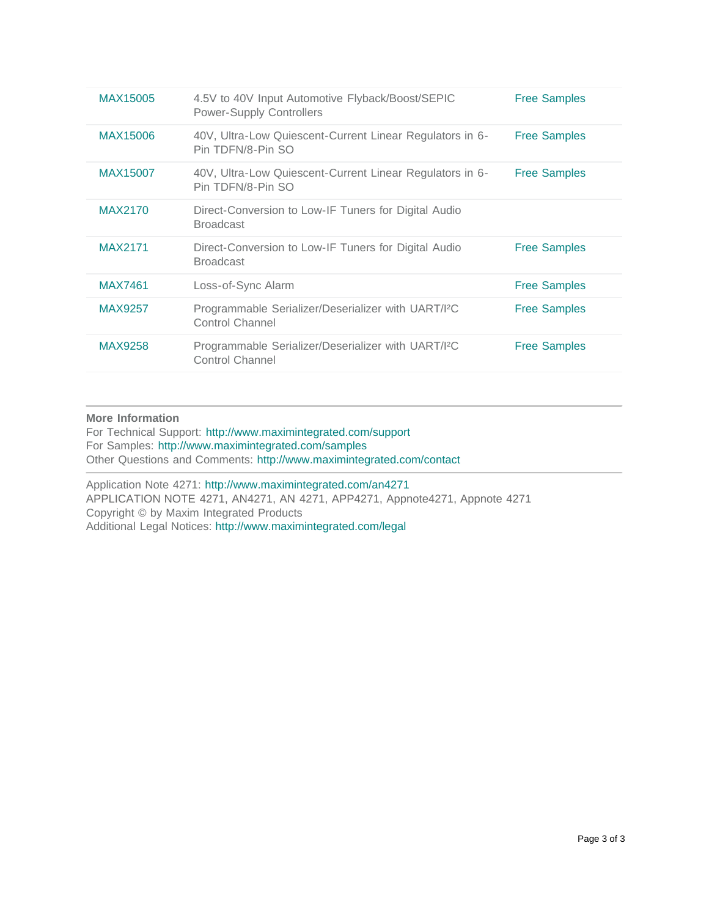| | | |
|---|---|---|
| MAX15005 | 4.5V to 40V Input Automotive Flyback/Boost/SEPIC Power-Supply Controllers | Free Samples |
| MAX15006 | 40V, Ultra-Low Quiescent-Current Linear Regulators in 6-Pin TDFN/8-Pin SO | Free Samples |
| MAX15007 | 40V, Ultra-Low Quiescent-Current Linear Regulators in 6-Pin TDFN/8-Pin SO | Free Samples |
| MAX2170 | Direct-Conversion to Low-IF Tuners for Digital Audio Broadcast | |
| MAX2171 | Direct-Conversion to Low-IF Tuners for Digital Audio Broadcast | Free Samples |
| MAX7461 | Loss-of-Sync Alarm | Free Samples |
| MAX9257 | Programmable Serializer/Deserializer with UART/I²C Control Channel | Free Samples |
| MAX9258 | Programmable Serializer/Deserializer with UART/I²C Control Channel | Free Samples |

**More Information**

For Technical Support: http://www.maximintegrated.com/support
For Samples: http://www.maximintegrated.com/samples
Other Questions and Comments: http://www.maximintegrated.com/contact

Application Note 4271: http://www.maximintegrated.com/an4271
APPLICATION NOTE 4271, AN4271, AN 4271, APP4271, Appnote4271, Appnote 4271
Copyright © by Maxim Integrated Products
Additional Legal Notices: http://www.maximintegrated.com/legal